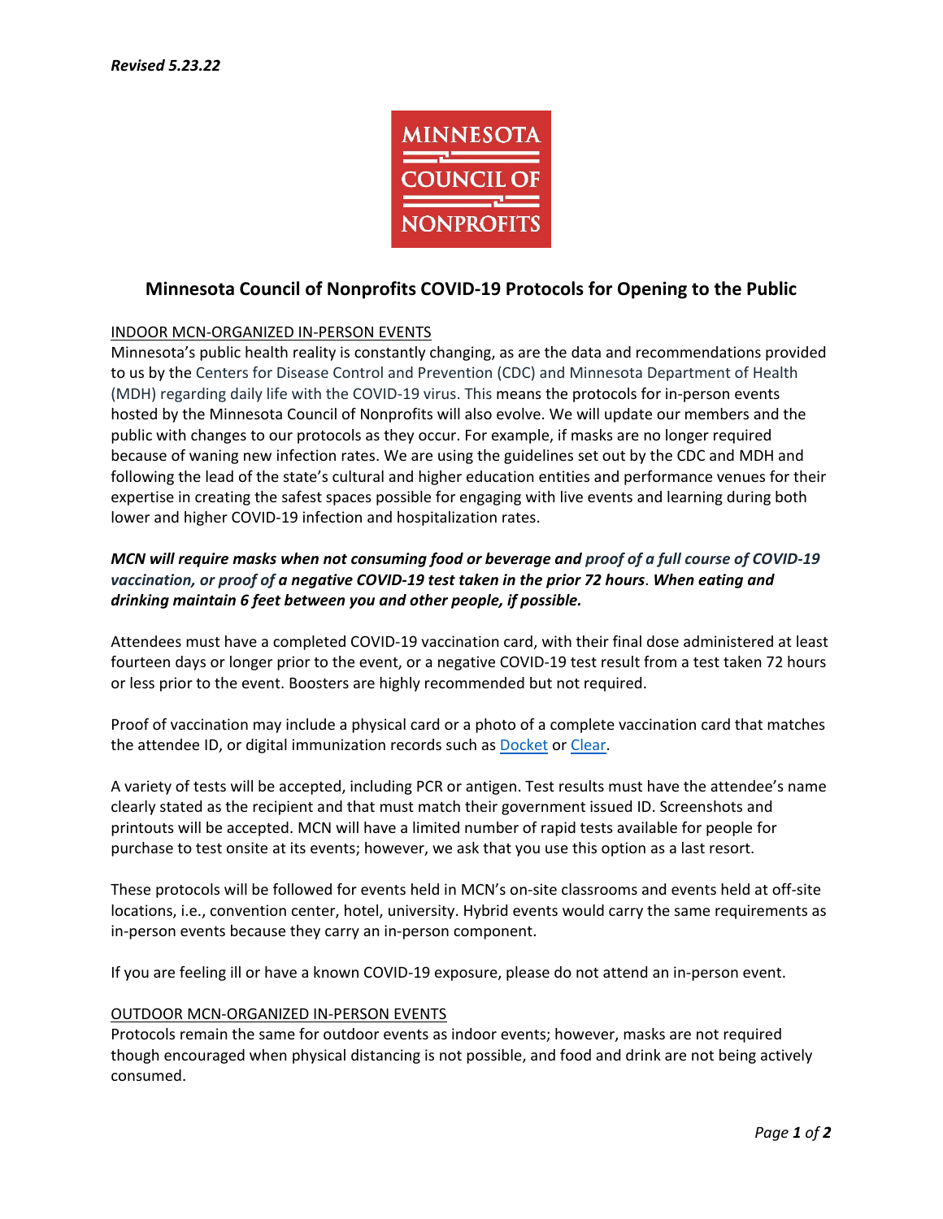*Revised 5.23.22*

MINNESOTA COUNCIL OF NONPROFITS

# Minnesota Council of Nonprofits COVID-19 Protocols for Opening to the Public

## INDOOR MCN-ORGANIZED IN-PERSON EVENTS

Minnesota's public health reality is constantly changing, as are the data and recommendations provided to us by the Centers for Disease Control and Prevention (CDC) and Minnesota Department of Health (MDH) regarding daily life with the COVID-19 virus. This means the protocols for in-person events hosted by the Minnesota Council of Nonprofits will also evolve. We will update our members and the public with changes to our protocols as they occur. For example, if masks are no longer required because of waning new infection rates. We are using the guidelines set out by the CDC and MDH and following the lead of the state's cultural and higher education entities and performance venues for their expertise in creating the safest spaces possible for engaging with live events and learning during both lower and higher COVID-19 infection and hospitalization rates.

***MCN will require masks when not consuming food or beverage and proof of a full course of COVID-19 vaccination, or proof of a negative COVID-19 test taken in the prior 72 hours. When eating and drinking maintain 6 feet between you and other people, if possible.***

Attendees must have a completed COVID-19 vaccination card, with their final dose administered at least fourteen days or longer prior to the event, or a negative COVID-19 test result from a test taken 72 hours or less prior to the event. Boosters are highly recommended but not required.

Proof of vaccination may include a physical card or a photo of a complete vaccination card that matches the attendee ID, or digital immunization records such as Docket or Clear.

A variety of tests will be accepted, including PCR or antigen. Test results must have the attendee's name clearly stated as the recipient and that must match their government issued ID. Screenshots and printouts will be accepted. MCN will have a limited number of rapid tests available for people for purchase to test onsite at its events; however, we ask that you use this option as a last resort.

These protocols will be followed for events held in MCN's on-site classrooms and events held at off-site locations, i.e., convention center, hotel, university. Hybrid events would carry the same requirements as in-person events because they carry an in-person component.

If you are feeling ill or have a known COVID-19 exposure, please do not attend an in-person event.

## OUTDOOR MCN-ORGANIZED IN-PERSON EVENTS

Protocols remain the same for outdoor events as indoor events; however, masks are not required though encouraged when physical distancing is not possible, and food and drink are not being actively consumed.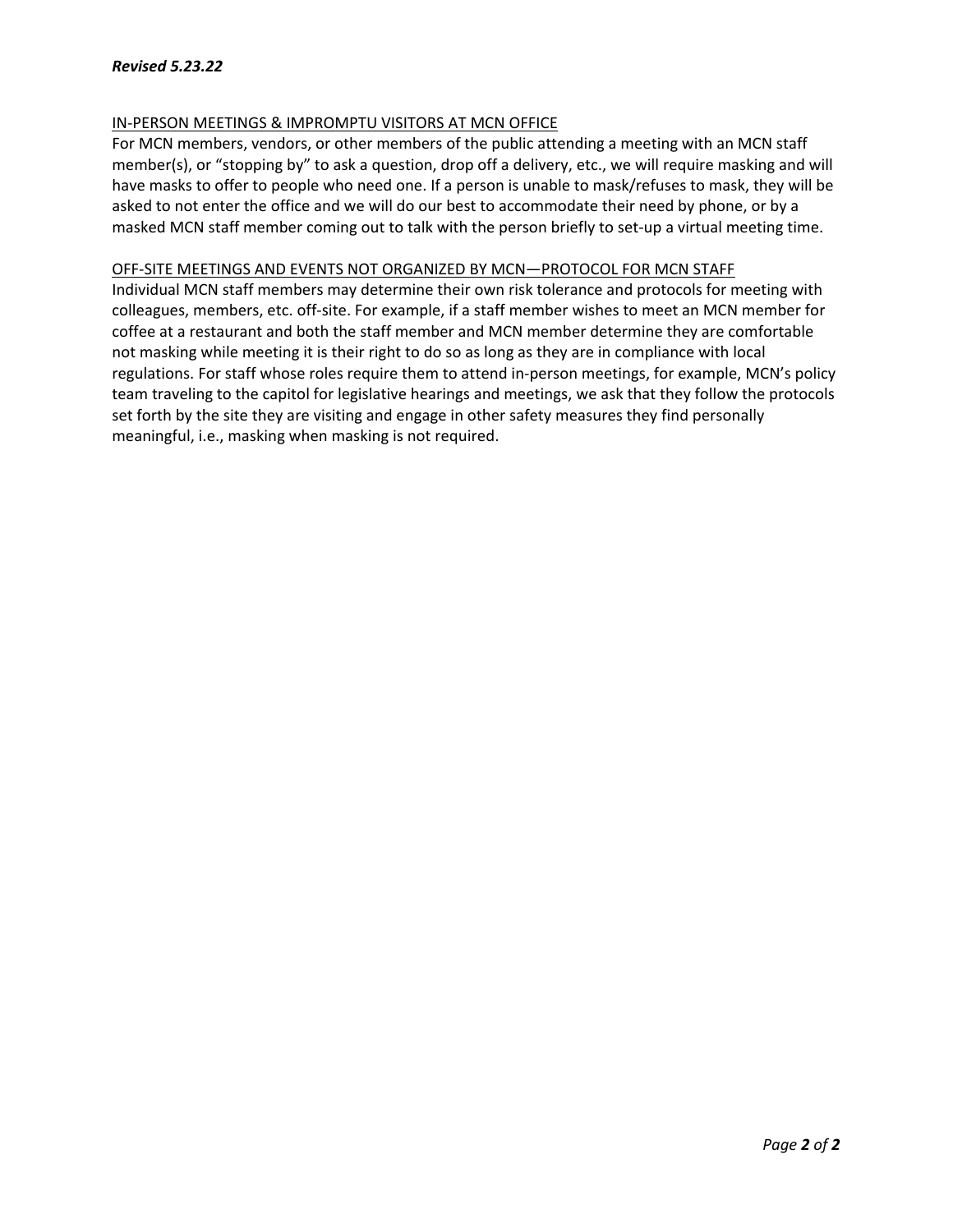*Revised 5.23.22*

IN-PERSON MEETINGS & IMPROMPTU VISITORS AT MCN OFFICE

For MCN members, vendors, or other members of the public attending a meeting with an MCN staff member(s), or "stopping by" to ask a question, drop off a delivery, etc., we will require masking and will have masks to offer to people who need one. If a person is unable to mask/refuses to mask, they will be asked to not enter the office and we will do our best to accommodate their need by phone, or by a masked MCN staff member coming out to talk with the person briefly to set-up a virtual meeting time.

OFF-SITE MEETINGS AND EVENTS NOT ORGANIZED BY MCN—PROTOCOL FOR MCN STAFF

Individual MCN staff members may determine their own risk tolerance and protocols for meeting with colleagues, members, etc. off-site. For example, if a staff member wishes to meet an MCN member for coffee at a restaurant and both the staff member and MCN member determine they are comfortable not masking while meeting it is their right to do so as long as they are in compliance with local regulations. For staff whose roles require them to attend in-person meetings, for example, MCN's policy team traveling to the capitol for legislative hearings and meetings, we ask that they follow the protocols set forth by the site they are visiting and engage in other safety measures they find personally meaningful, i.e., masking when masking is not required.